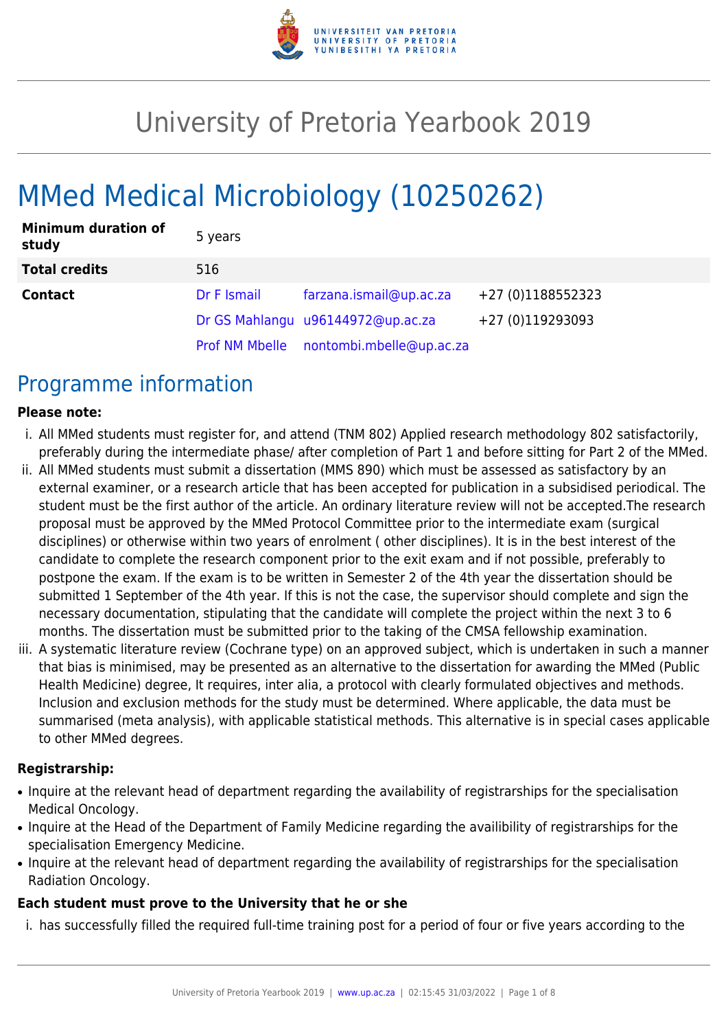# University of Pretoria Yearbook 2019

# MMed Medical Microbiology (10250262)

| | | | |
|---|---|---|---|
| **Minimum duration of study** | 5 years | | |
| **Total credits** | 516 | | |
| **Contact** | Dr F Ismail | farzana.ismail@up.ac.za | +27 (0)1188552323 |
| | Dr GS Mahlangu | u96144972@up.ac.za | +27 (0)119293093 |
| | Prof NM Mbelle | nontombi.mbelle@up.ac.za | |

## Programme information

**Please note:**

i. All MMed students must register for, and attend (TNM 802) Applied research methodology 802 satisfactorily, preferably during the intermediate phase/ after completion of Part 1 and before sitting for Part 2 of the MMed.
ii. All MMed students must submit a dissertation (MMS 890) which must be assessed as satisfactory by an external examiner, or a research article that has been accepted for publication in a subsidised periodical. The student must be the first author of the article. An ordinary literature review will not be accepted.The research proposal must be approved by the MMed Protocol Committee prior to the intermediate exam (surgical disciplines) or otherwise within two years of enrolment ( other disciplines). It is in the best interest of the candidate to complete the research component prior to the exit exam and if not possible, preferably to postpone the exam. If the exam is to be written in Semester 2 of the 4th year the dissertation should be submitted 1 September of the 4th year. If this is not the case, the supervisor should complete and sign the necessary documentation, stipulating that the candidate will complete the project within the next 3 to 6 months. The dissertation must be submitted prior to the taking of the CMSA fellowship examination.
iii. A systematic literature review (Cochrane type) on an approved subject, which is undertaken in such a manner that bias is minimised, may be presented as an alternative to the dissertation for awarding the MMed (Public Health Medicine) degree, It requires, inter alia, a protocol with clearly formulated objectives and methods. Inclusion and exclusion methods for the study must be determined. Where applicable, the data must be summarised (meta analysis), with applicable statistical methods. This alternative is in special cases applicable to other MMed degrees.

**Registrarship:**

- Inquire at the relevant head of department regarding the availability of registrarships for the specialisation Medical Oncology.
- Inquire at the Head of the Department of Family Medicine regarding the availibility of registrarships for the specialisation Emergency Medicine.
- Inquire at the relevant head of department regarding the availability of registrarships for the specialisation Radiation Oncology.

**Each student must prove to the University that he or she**

i. has successfully filled the required full-time training post for a period of four or five years according to the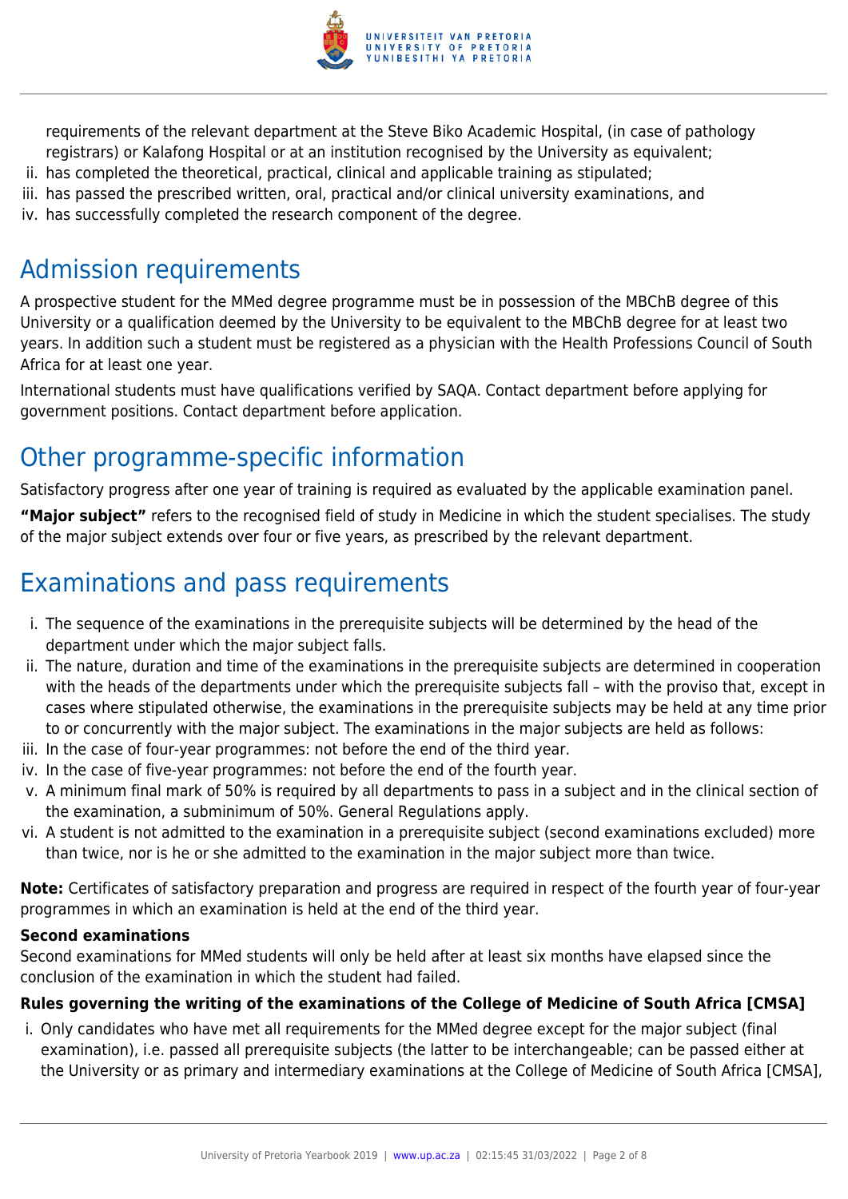requirements of the relevant department at the Steve Biko Academic Hospital, (in case of pathology registrars) or Kalafong Hospital or at an institution recognised by the University as equivalent;

ii. has completed the theoretical, practical, clinical and applicable training as stipulated;
iii. has passed the prescribed written, oral, practical and/or clinical university examinations, and
iv. has successfully completed the research component of the degree.

## Admission requirements

A prospective student for the MMed degree programme must be in possession of the MBChB degree of this University or a qualification deemed by the University to be equivalent to the MBChB degree for at least two years. In addition such a student must be registered as a physician with the Health Professions Council of South Africa for at least one year.

International students must have qualifications verified by SAQA. Contact department before applying for government positions. Contact department before application.

## Other programme-specific information

Satisfactory progress after one year of training is required as evaluated by the applicable examination panel.

**"Major subject"** refers to the recognised field of study in Medicine in which the student specialises. The study of the major subject extends over four or five years, as prescribed by the relevant department.

## Examinations and pass requirements

i. The sequence of the examinations in the prerequisite subjects will be determined by the head of the department under which the major subject falls.
ii. The nature, duration and time of the examinations in the prerequisite subjects are determined in cooperation with the heads of the departments under which the prerequisite subjects fall – with the proviso that, except in cases where stipulated otherwise, the examinations in the prerequisite subjects may be held at any time prior to or concurrently with the major subject. The examinations in the major subjects are held as follows:
iii. In the case of four-year programmes: not before the end of the third year.
iv. In the case of five-year programmes: not before the end of the fourth year.
v. A minimum final mark of 50% is required by all departments to pass in a subject and in the clinical section of the examination, a subminimum of 50%. General Regulations apply.
vi. A student is not admitted to the examination in a prerequisite subject (second examinations excluded) more than twice, nor is he or she admitted to the examination in the major subject more than twice.

**Note:** Certificates of satisfactory preparation and progress are required in respect of the fourth year of four-year programmes in which an examination is held at the end of the third year.

**Second examinations**

Second examinations for MMed students will only be held after at least six months have elapsed since the conclusion of the examination in which the student had failed.

**Rules governing the writing of the examinations of the College of Medicine of South Africa [CMSA]**

i. Only candidates who have met all requirements for the MMed degree except for the major subject (final examination), i.e. passed all prerequisite subjects (the latter to be interchangeable; can be passed either at the University or as primary and intermediary examinations at the College of Medicine of South Africa [CMSA],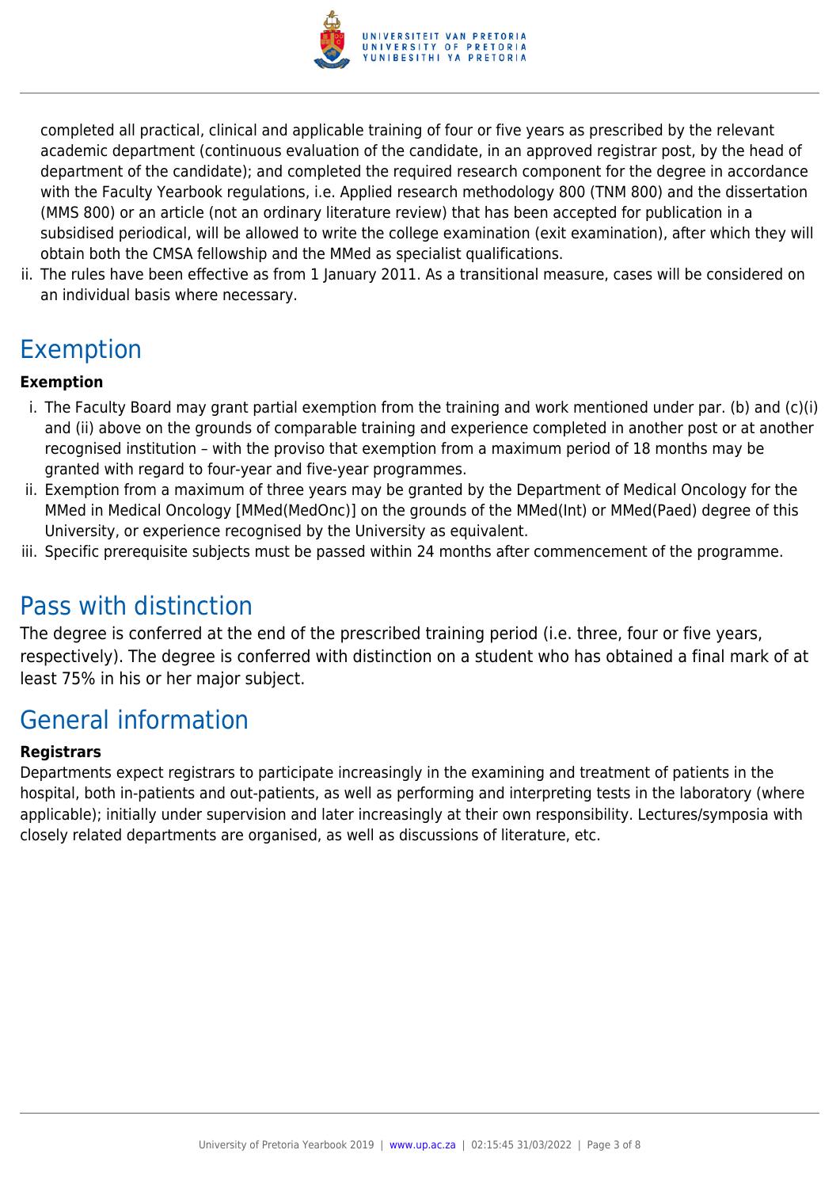completed all practical, clinical and applicable training of four or five years as prescribed by the relevant academic department (continuous evaluation of the candidate, in an approved registrar post, by the head of department of the candidate); and completed the required research component for the degree in accordance with the Faculty Yearbook regulations, i.e. Applied research methodology 800 (TNM 800) and the dissertation (MMS 800) or an article (not an ordinary literature review) that has been accepted for publication in a subsidised periodical, will be allowed to write the college examination (exit examination), after which they will obtain both the CMSA fellowship and the MMed as specialist qualifications.

ii. The rules have been effective as from 1 January 2011. As a transitional measure, cases will be considered on an individual basis where necessary.

# Exemption

**Exemption**

i. The Faculty Board may grant partial exemption from the training and work mentioned under par. (b) and (c)(i) and (ii) above on the grounds of comparable training and experience completed in another post or at another recognised institution – with the proviso that exemption from a maximum period of 18 months may be granted with regard to four-year and five-year programmes.
ii. Exemption from a maximum of three years may be granted by the Department of Medical Oncology for the MMed in Medical Oncology [MMed(MedOnc)] on the grounds of the MMed(Int) or MMed(Paed) degree of this University, or experience recognised by the University as equivalent.
iii. Specific prerequisite subjects must be passed within 24 months after commencement of the programme.

# Pass with distinction

The degree is conferred at the end of the prescribed training period (i.e. three, four or five years, respectively). The degree is conferred with distinction on a student who has obtained a final mark of at least 75% in his or her major subject.

# General information

**Registrars**

Departments expect registrars to participate increasingly in the examining and treatment of patients in the hospital, both in-patients and out-patients, as well as performing and interpreting tests in the laboratory (where applicable); initially under supervision and later increasingly at their own responsibility. Lectures/symposia with closely related departments are organised, as well as discussions of literature, etc.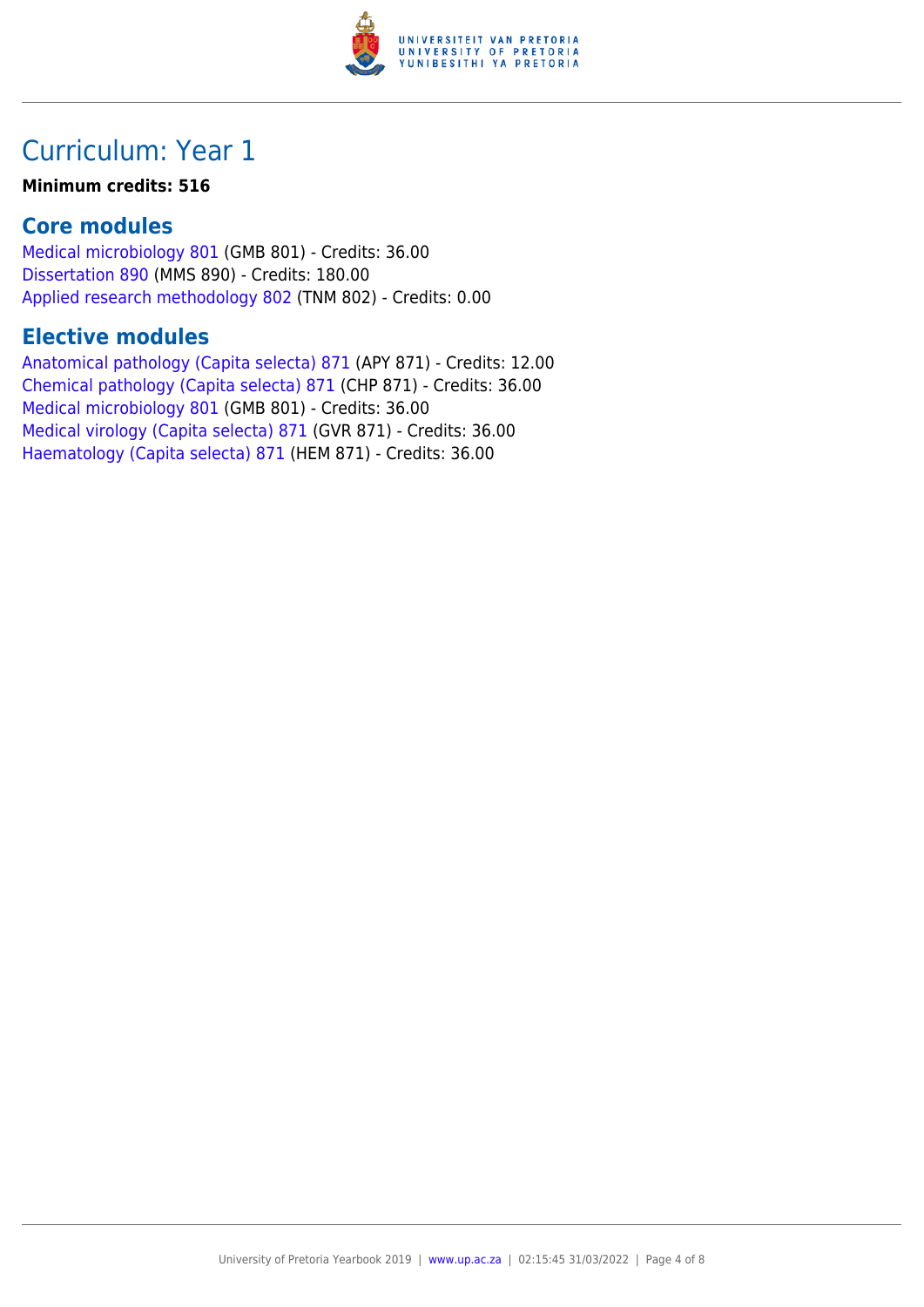# Curriculum: Year 1

**Minimum credits: 516**

## Core modules

Medical microbiology 801 (GMB 801) - Credits: 36.00
Dissertation 890 (MMS 890) - Credits: 180.00
Applied research methodology 802 (TNM 802) - Credits: 0.00

## Elective modules

Anatomical pathology (Capita selecta) 871 (APY 871) - Credits: 12.00
Chemical pathology (Capita selecta) 871 (CHP 871) - Credits: 36.00
Medical microbiology 801 (GMB 801) - Credits: 36.00
Medical virology (Capita selecta) 871 (GVR 871) - Credits: 36.00
Haematology (Capita selecta) 871 (HEM 871) - Credits: 36.00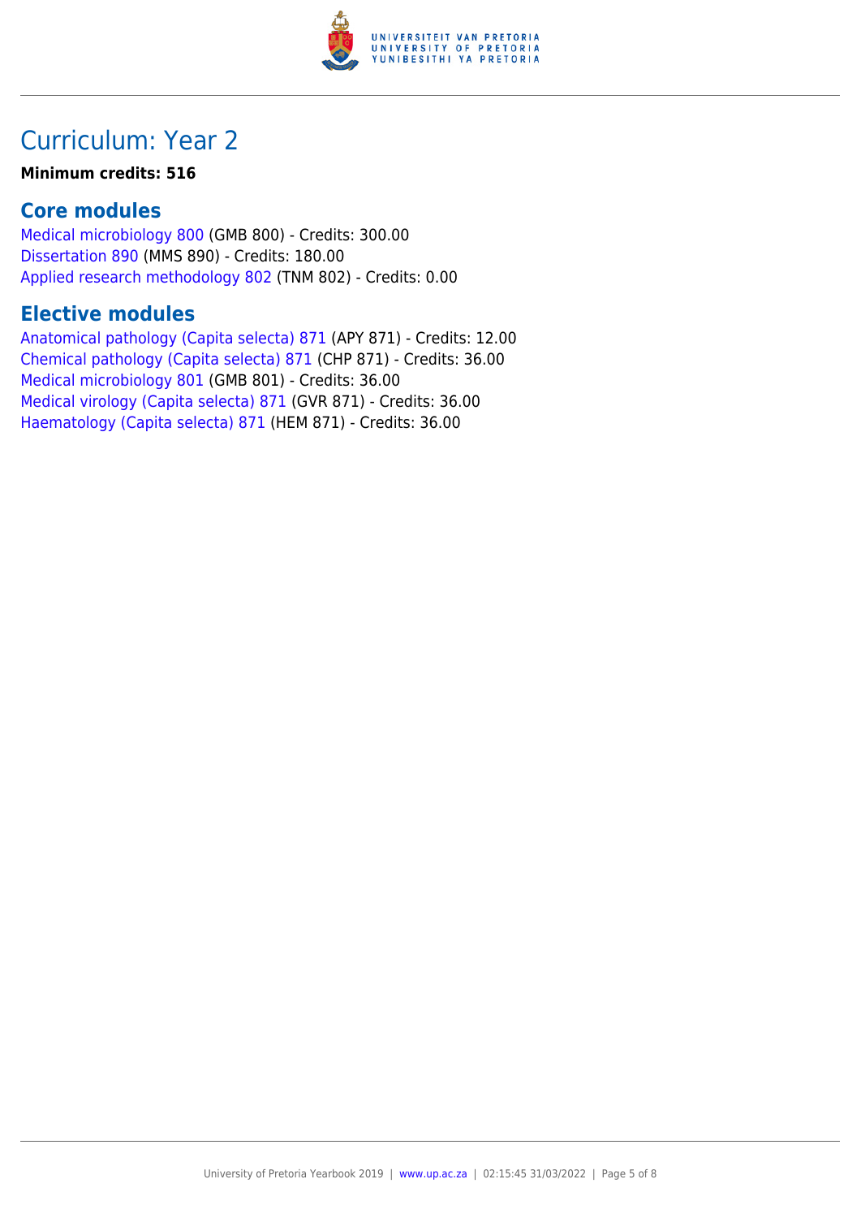# Curriculum: Year 2

**Minimum credits: 516**

## Core modules

Medical microbiology 800 (GMB 800) - Credits: 300.00
Dissertation 890 (MMS 890) - Credits: 180.00
Applied research methodology 802 (TNM 802) - Credits: 0.00

## Elective modules

Anatomical pathology (Capita selecta) 871 (APY 871) - Credits: 12.00
Chemical pathology (Capita selecta) 871 (CHP 871) - Credits: 36.00
Medical microbiology 801 (GMB 801) - Credits: 36.00
Medical virology (Capita selecta) 871 (GVR 871) - Credits: 36.00
Haematology (Capita selecta) 871 (HEM 871) - Credits: 36.00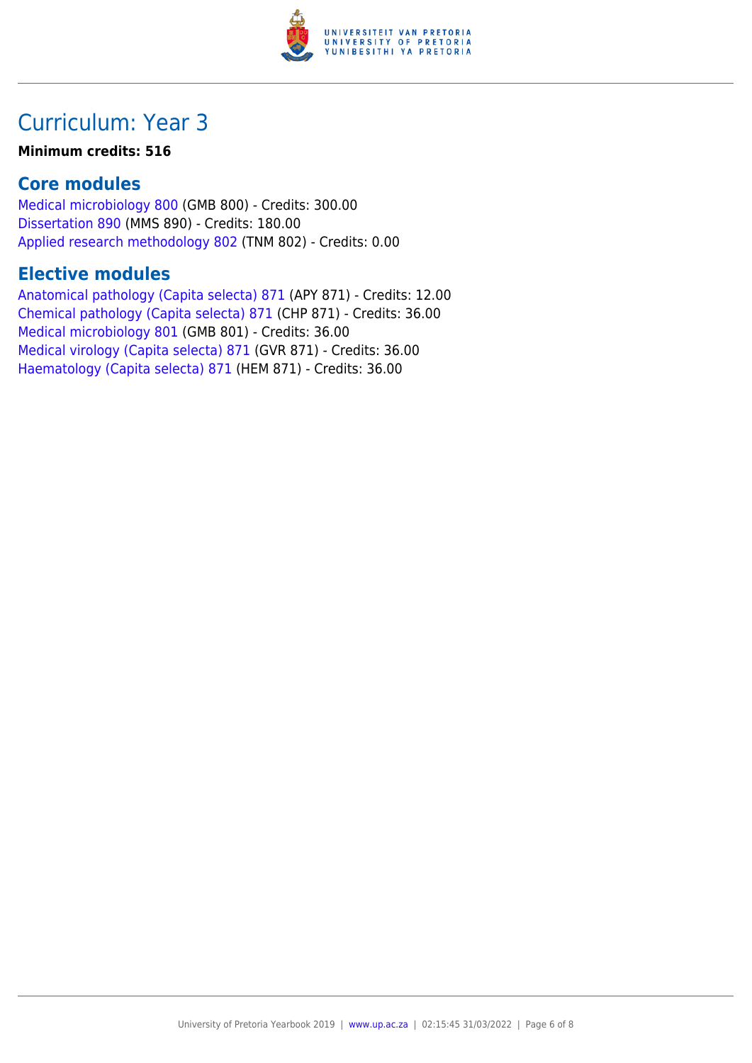# Curriculum: Year 3

**Minimum credits: 516**

## Core modules

Medical microbiology 800 (GMB 800) - Credits: 300.00
Dissertation 890 (MMS 890) - Credits: 180.00
Applied research methodology 802 (TNM 802) - Credits: 0.00

## Elective modules

Anatomical pathology (Capita selecta) 871 (APY 871) - Credits: 12.00
Chemical pathology (Capita selecta) 871 (CHP 871) - Credits: 36.00
Medical microbiology 801 (GMB 801) - Credits: 36.00
Medical virology (Capita selecta) 871 (GVR 871) - Credits: 36.00
Haematology (Capita selecta) 871 (HEM 871) - Credits: 36.00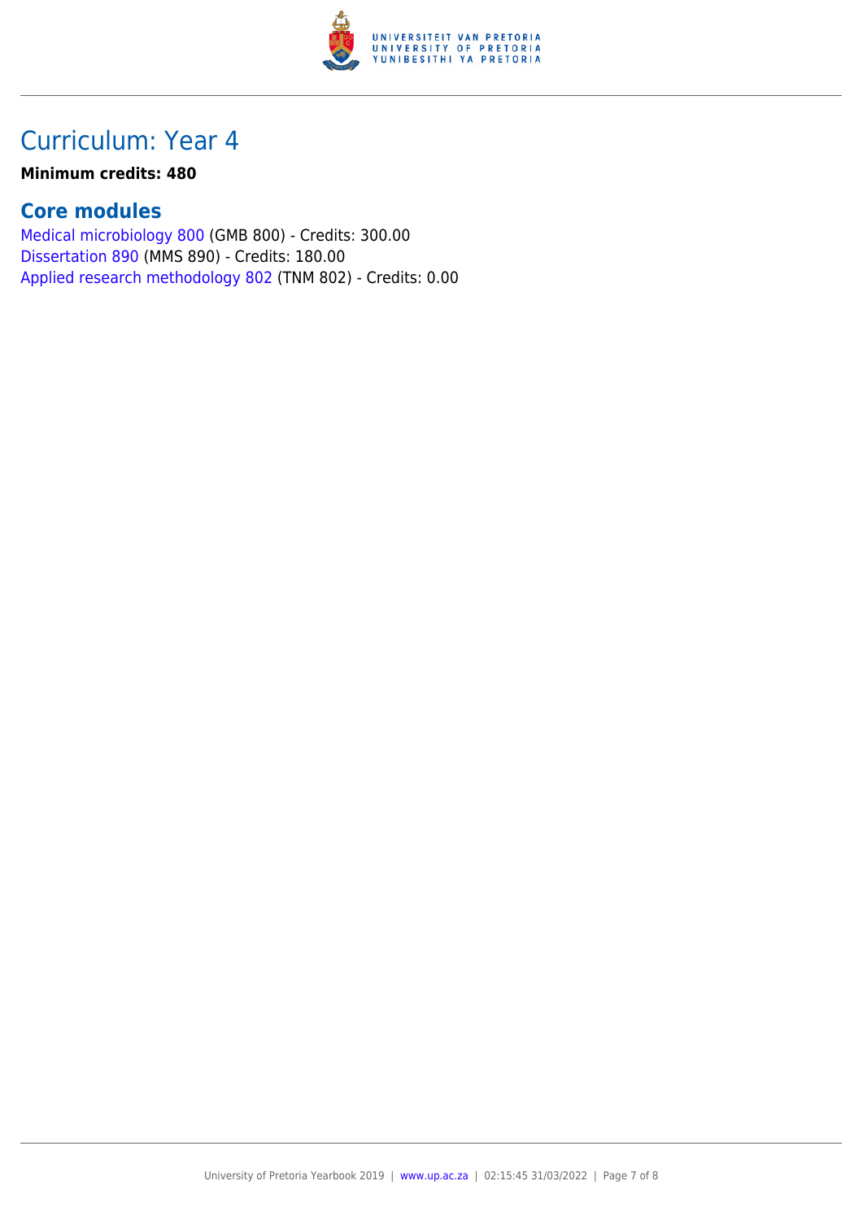# Curriculum: Year 4

**Minimum credits: 480**

## Core modules

Medical microbiology 800 (GMB 800) - Credits: 300.00
Dissertation 890 (MMS 890) - Credits: 180.00
Applied research methodology 802 (TNM 802) - Credits: 0.00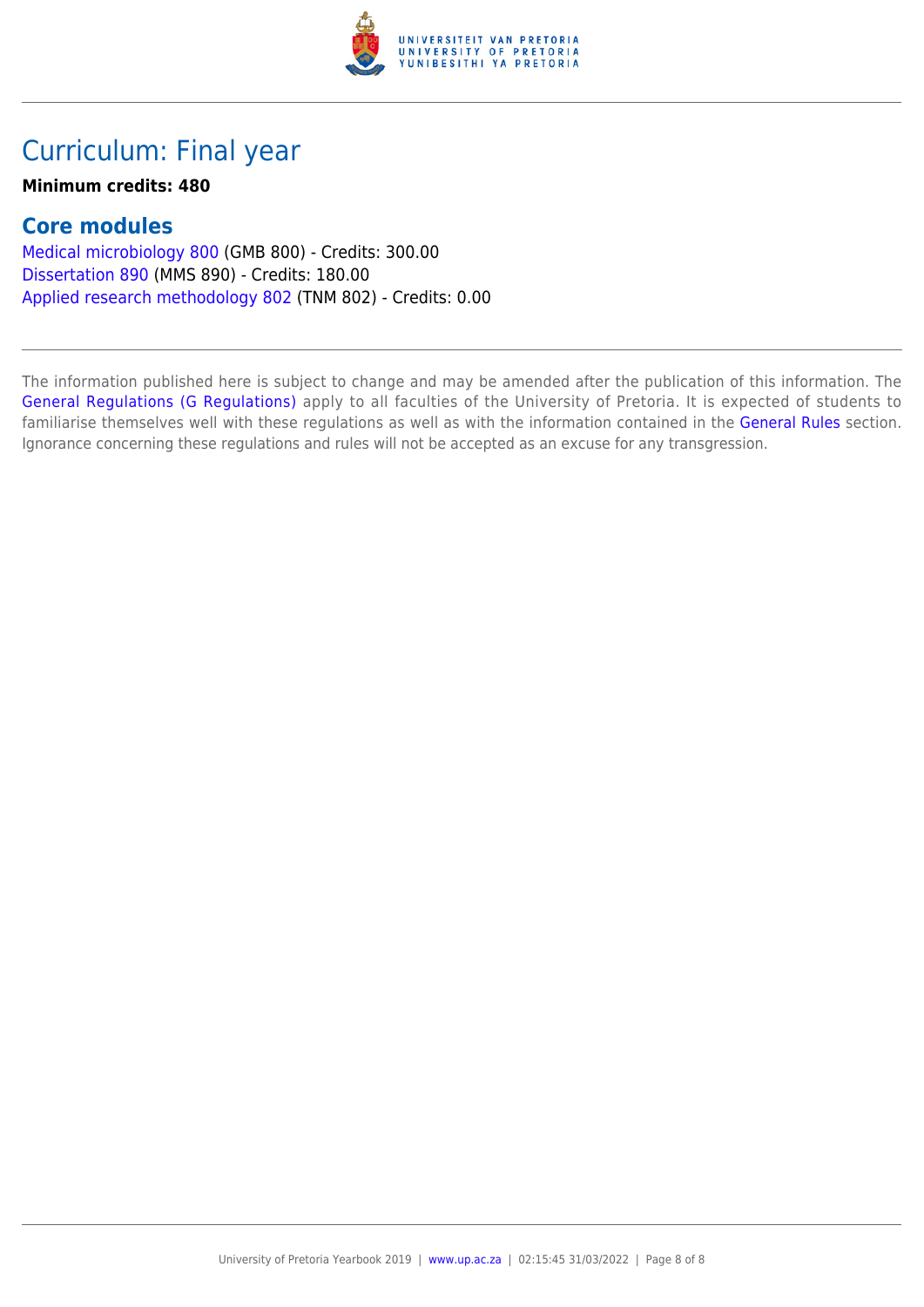## Curriculum: Final year

**Minimum credits: 480**

### Core modules

Medical microbiology 800 (GMB 800) - Credits: 300.00
Dissertation 890 (MMS 890) - Credits: 180.00
Applied research methodology 802 (TNM 802) - Credits: 0.00

The information published here is subject to change and may be amended after the publication of this information. The General Regulations (G Regulations) apply to all faculties of the University of Pretoria. It is expected of students to familiarise themselves well with these regulations as well as with the information contained in the General Rules section. Ignorance concerning these regulations and rules will not be accepted as an excuse for any transgression.